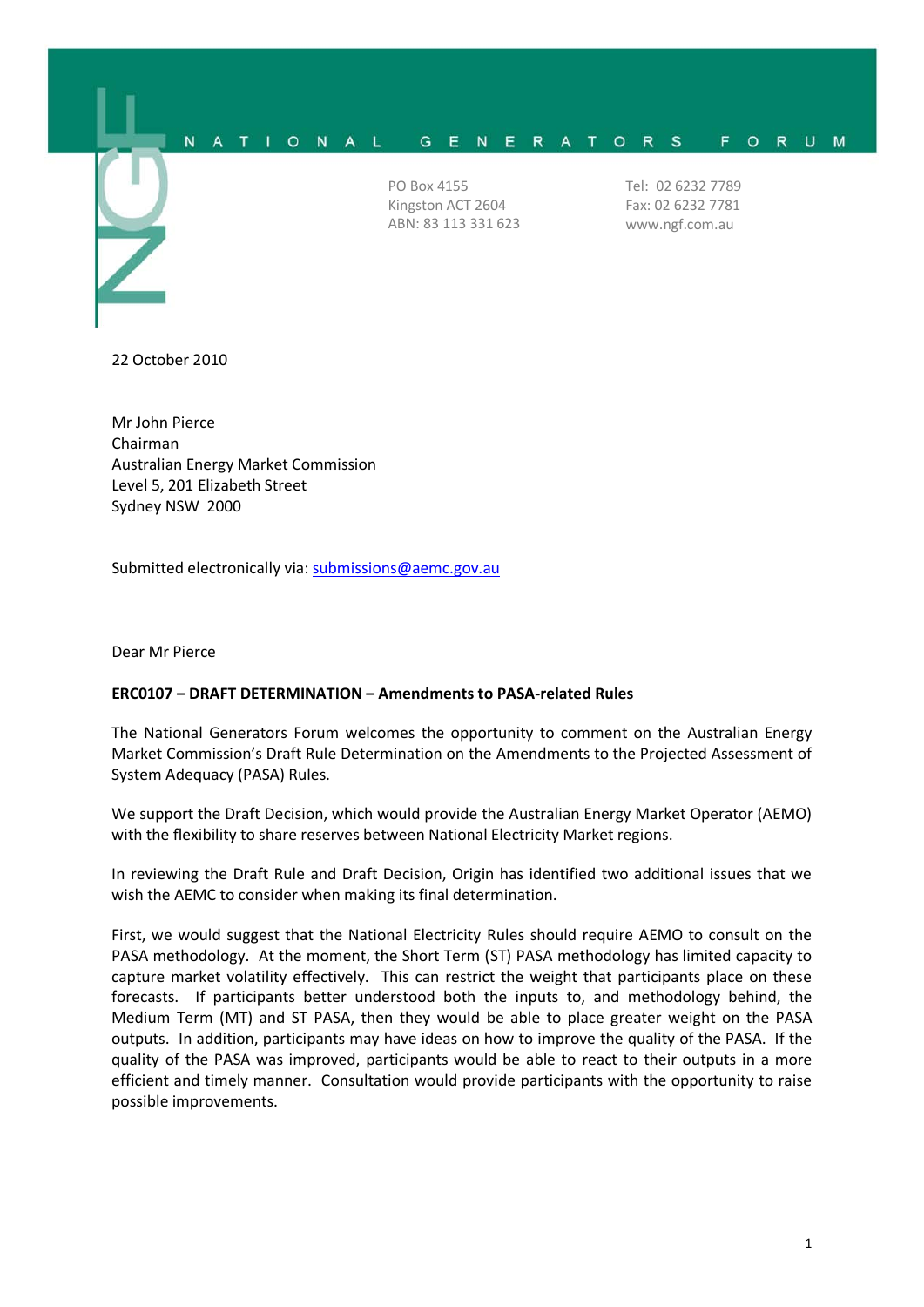NATIONAL GENERATORS FORUM

PO Box 4155
Kingston ACT 2604
ABN: 83 113 331 623

Tel: 02 6232 7789
Fax: 02 6232 7781
www.ngf.com.au

22 October 2010

Mr John Pierce
Chairman
Australian Energy Market Commission
Level 5, 201 Elizabeth Street
Sydney NSW 2000

Submitted electronically via: submissions@aemc.gov.au

Dear Mr Pierce

**ERC0107 – DRAFT DETERMINATION – Amendments to PASA-related Rules**

The National Generators Forum welcomes the opportunity to comment on the Australian Energy Market Commission's Draft Rule Determination on the Amendments to the Projected Assessment of System Adequacy (PASA) Rules.

We support the Draft Decision, which would provide the Australian Energy Market Operator (AEMO) with the flexibility to share reserves between National Electricity Market regions.

In reviewing the Draft Rule and Draft Decision, Origin has identified two additional issues that we wish the AEMC to consider when making its final determination.

First, we would suggest that the National Electricity Rules should require AEMO to consult on the PASA methodology. At the moment, the Short Term (ST) PASA methodology has limited capacity to capture market volatility effectively. This can restrict the weight that participants place on these forecasts. If participants better understood both the inputs to, and methodology behind, the Medium Term (MT) and ST PASA, then they would be able to place greater weight on the PASA outputs. In addition, participants may have ideas on how to improve the quality of the PASA. If the quality of the PASA was improved, participants would be able to react to their outputs in a more efficient and timely manner. Consultation would provide participants with the opportunity to raise possible improvements.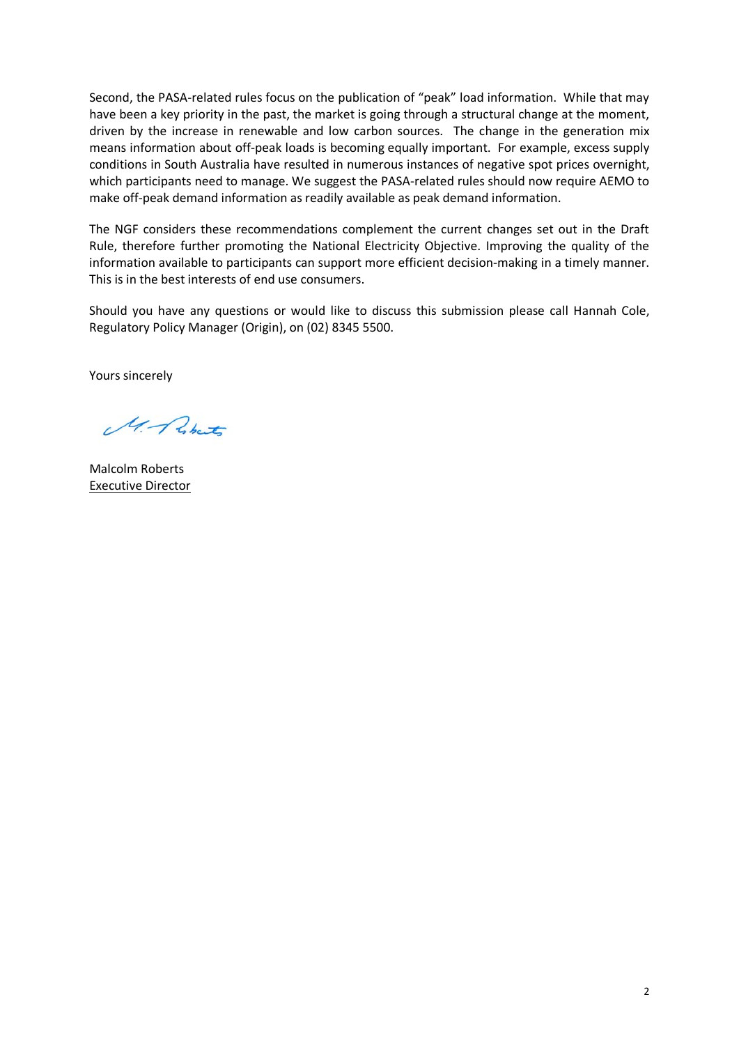Second, the PASA-related rules focus on the publication of "peak" load information. While that may have been a key priority in the past, the market is going through a structural change at the moment, driven by the increase in renewable and low carbon sources. The change in the generation mix means information about off-peak loads is becoming equally important. For example, excess supply conditions in South Australia have resulted in numerous instances of negative spot prices overnight, which participants need to manage. We suggest the PASA-related rules should now require AEMO to make off-peak demand information as readily available as peak demand information.

The NGF considers these recommendations complement the current changes set out in the Draft Rule, therefore further promoting the National Electricity Objective. Improving the quality of the information available to participants can support more efficient decision-making in a timely manner. This is in the best interests of end use consumers.

Should you have any questions or would like to discuss this submission please call Hannah Cole, Regulatory Policy Manager (Origin), on (02) 8345 5500.

Yours sincerely

M. Roberts

Malcolm Roberts
<u>Executive Director</u>